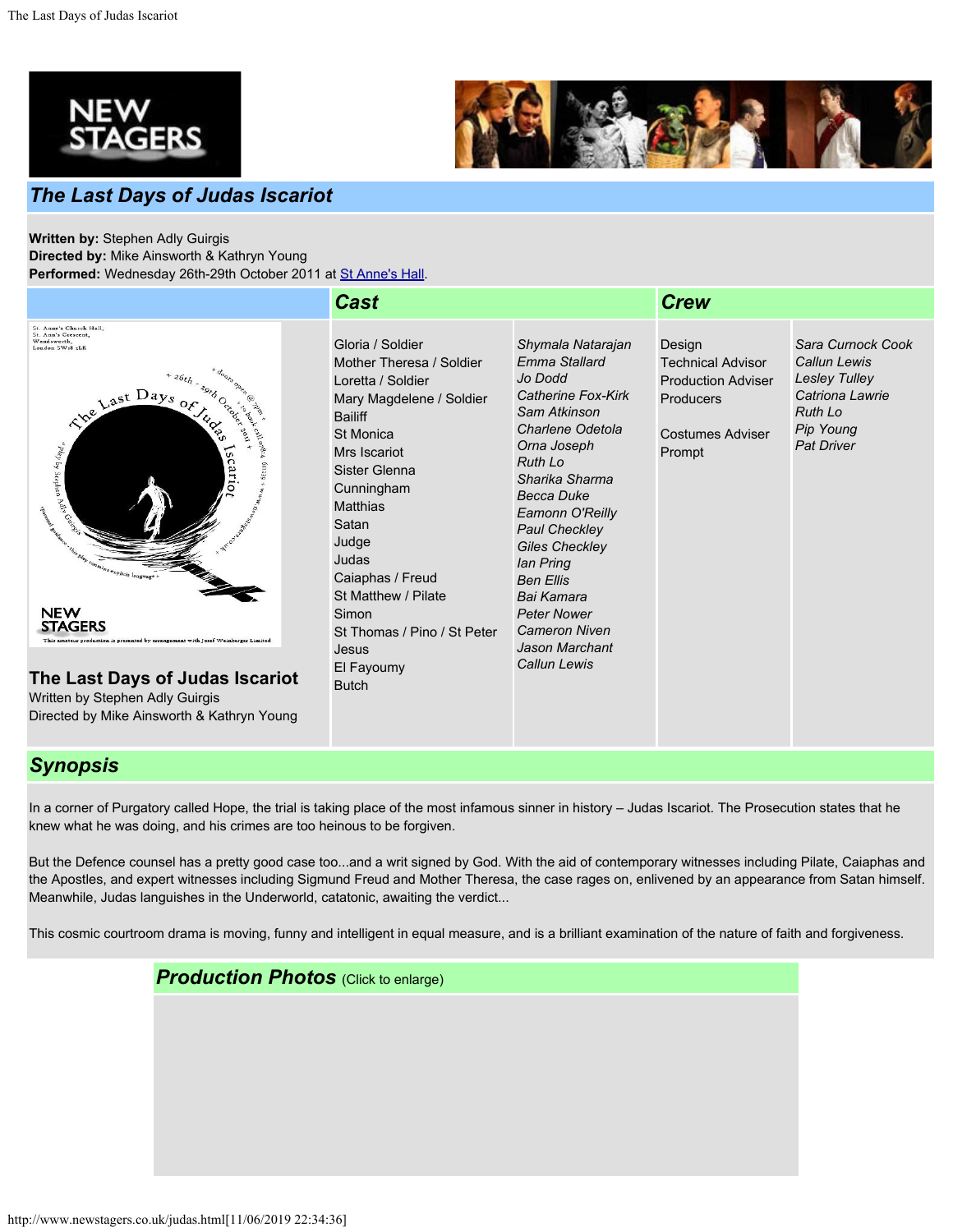# The Last Days of Judas Iscariot

**Written by:** Stephen Adly Guirgis
**Directed by:** Mike Ainsworth & Kathryn Young
**Performed:** Wednesday 26th-29th October 2011 at St Anne's Hall.

**The Last Days of Judas Iscariot**
Written by Stephen Adly Guirgis
Directed by Mike Ainsworth & Kathryn Young

## Cast

| Role | Actor |
|---|---|
| Gloria / Soldier | *Shymala Natarajan* |
| Mother Theresa / Soldier | *Emma Stallard* |
| Loretta / Soldier | *Jo Dodd* |
| Mary Magdelene / Soldier | *Catherine Fox-Kirk* |
| Bailiff | *Sam Atkinson* |
| St Monica | *Charlene Odetola* |
| Mrs Iscariot | *Orna Joseph* |
| Sister Glenna | *Ruth Lo* |
| Cunningham | *Sharika Sharma* |
| Matthias | *Becca Duke* |
| Satan | *Eamonn O'Reilly* |
| Judge | *Paul Checkley* |
| Judas | *Giles Checkley* |
| Caiaphas / Freud | *Ian Pring* |
| St Matthew / Pilate | *Ben Ellis* |
| Simon | *Bai Kamara* |
| St Thomas / Pino / St Peter | *Peter Nower* |
| Jesus | *Cameron Niven* |
| El Fayoumy | *Jason Marchant* |
| Butch | *Callun Lewis* |

## Crew

| Role | Name |
|---|---|
| Design | *Sara Curnock Cook* |
| Technical Advisor | *Callun Lewis* |
| Production Adviser | *Lesley Tulley* |
| Producers | *Catriona Lawrie* |
| | *Ruth Lo* |
| Costumes Adviser | *Pip Young* |
| Prompt | *Pat Driver* |

## Synopsis

In a corner of Purgatory called Hope, the trial is taking place of the most infamous sinner in history – Judas Iscariot. The Prosecution states that he knew what he was doing, and his crimes are too heinous to be forgiven.

But the Defence counsel has a pretty good case too...and a writ signed by God. With the aid of contemporary witnesses including Pilate, Caiaphas and the Apostles, and expert witnesses including Sigmund Freud and Mother Theresa, the case rages on, enlivened by an appearance from Satan himself. Meanwhile, Judas languishes in the Underworld, catatonic, awaiting the verdict...

This cosmic courtroom drama is moving, funny and intelligent in equal measure, and is a brilliant examination of the nature of faith and forgiveness.

## Production Photos (Click to enlarge)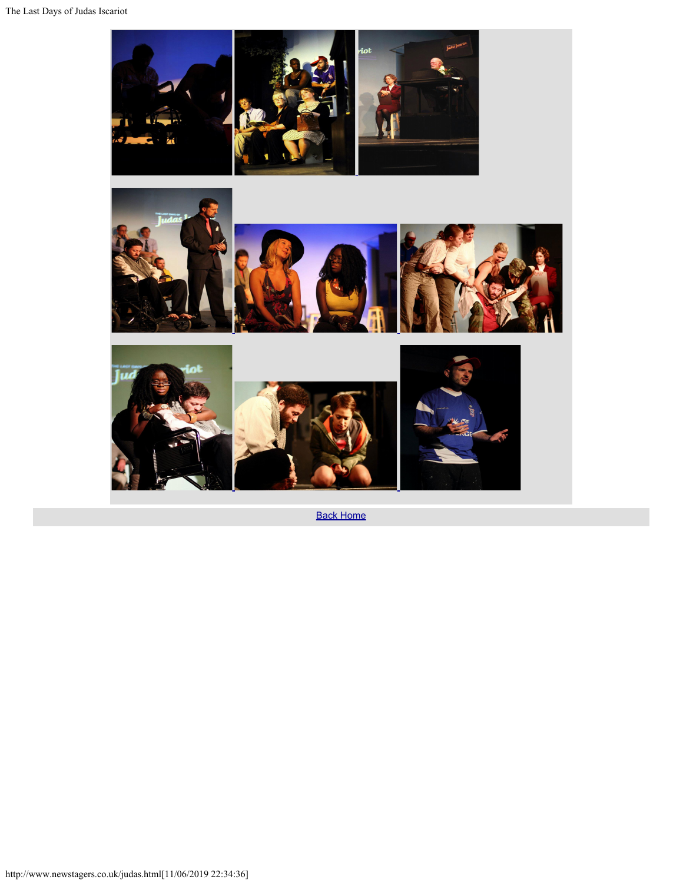[Back Home](http://www.newstagers.co.uk/)